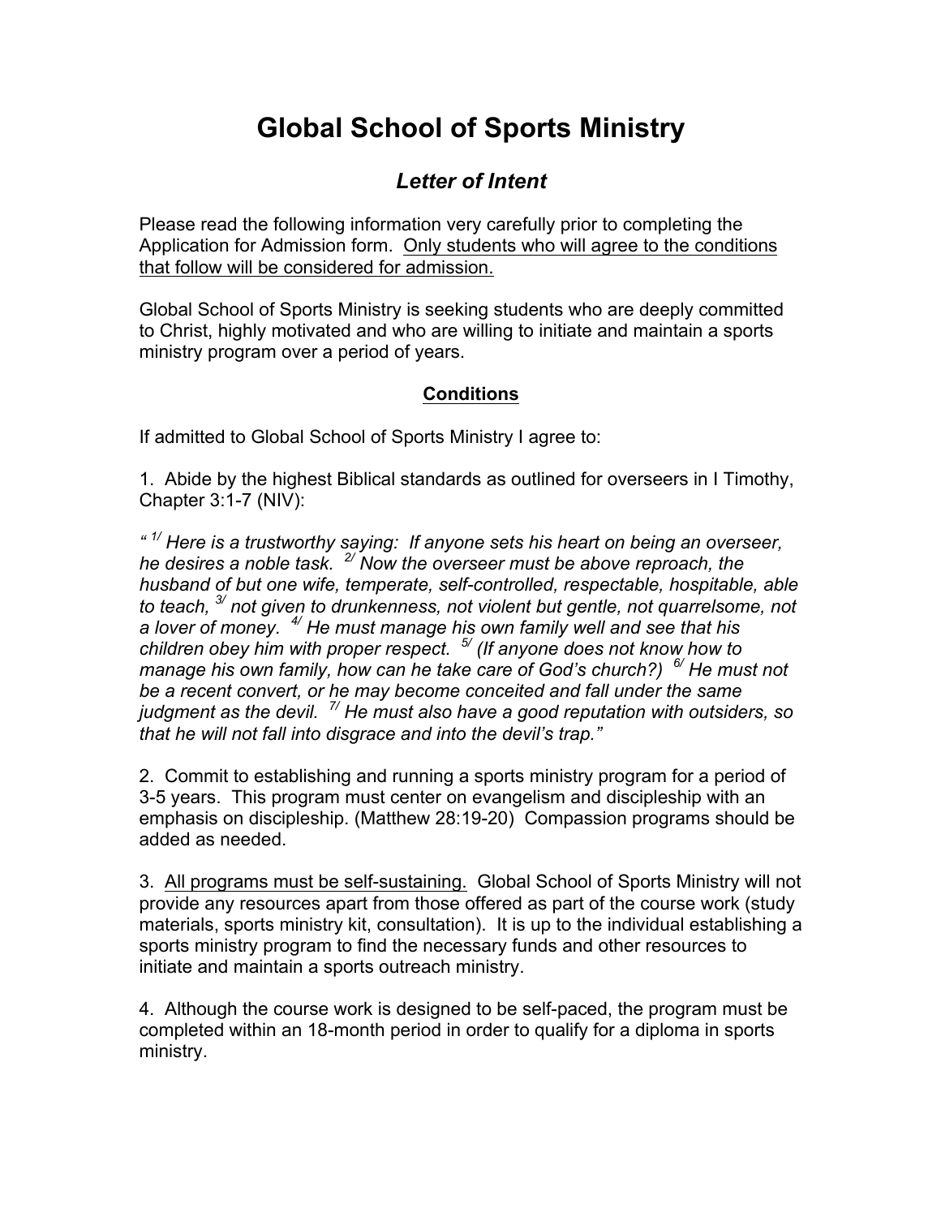# Global School of Sports Ministry

## *Letter of Intent*

Please read the following information very carefully prior to completing the Application for Admission form. <u>Only students who will agree to the conditions that follow will be considered for admission.</u>

Global School of Sports Ministry is seeking students who are deeply committed to Christ, highly motivated and who are willing to initiate and maintain a sports ministry program over a period of years.

### <u>Conditions</u>

If admitted to Global School of Sports Ministry I agree to:

1. Abide by the highest Biblical standards as outlined for overseers in I Timothy, Chapter 3:1-7 (NIV):

*" [1/] Here is a trustworthy saying: If anyone sets his heart on being an overseer, he desires a noble task. [2/] Now the overseer must be above reproach, the husband of but one wife, temperate, self-controlled, respectable, hospitable, able to teach, [3/] not given to drunkenness, not violent but gentle, not quarrelsome, not a lover of money. [4/] He must manage his own family well and see that his children obey him with proper respect. [5/] (If anyone does not know how to manage his own family, how can he take care of God's church?) [6/] He must not be a recent convert, or he may become conceited and fall under the same judgment as the devil. [7/] He must also have a good reputation with outsiders, so that he will not fall into disgrace and into the devil's trap."*

2. Commit to establishing and running a sports ministry program for a period of 3-5 years. This program must center on evangelism and discipleship with an emphasis on discipleship. (Matthew 28:19-20) Compassion programs should be added as needed.

3. <u>All programs must be self-sustaining.</u> Global School of Sports Ministry will not provide any resources apart from those offered as part of the course work (study materials, sports ministry kit, consultation). It is up to the individual establishing a sports ministry program to find the necessary funds and other resources to initiate and maintain a sports outreach ministry.

4. Although the course work is designed to be self-paced, the program must be completed within an 18-month period in order to qualify for a diploma in sports ministry.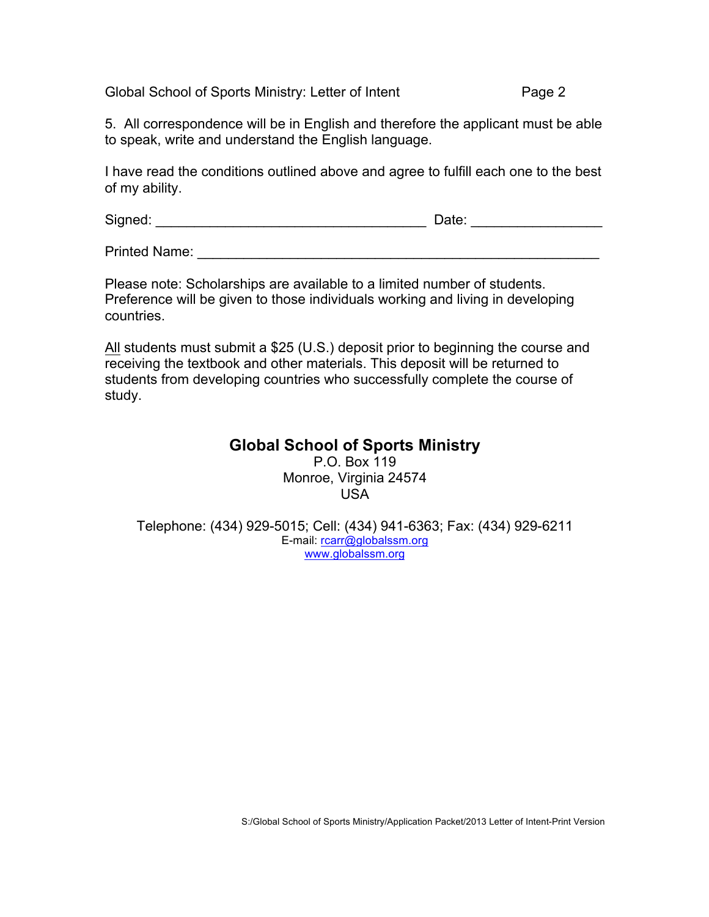5. All correspondence will be in English and therefore the applicant must be able to speak, write and understand the English language.

I have read the conditions outlined above and agree to fulfill each one to the best of my ability.

Signed: ___________________________________ Date: ________________

Printed Name: ____________________________________________________

Please note: Scholarships are available to a limited number of students. Preference will be given to those individuals working and living in developing countries.

<u>All</u> students must submit a $25 (U.S.) deposit prior to beginning the course and receiving the textbook and other materials. This deposit will be returned to students from developing countries who successfully complete the course of study.

**Global School of Sports Ministry**
P.O. Box 119
Monroe, Virginia 24574
USA

Telephone: (434) 929-5015; Cell: (434) 941-6363; Fax: (434) 929-6211
E-mail: rcarr@globalssm.org
www.globalssm.org

S:/Global School of Sports Ministry/Application Packet/2013 Letter of Intent-Print Version